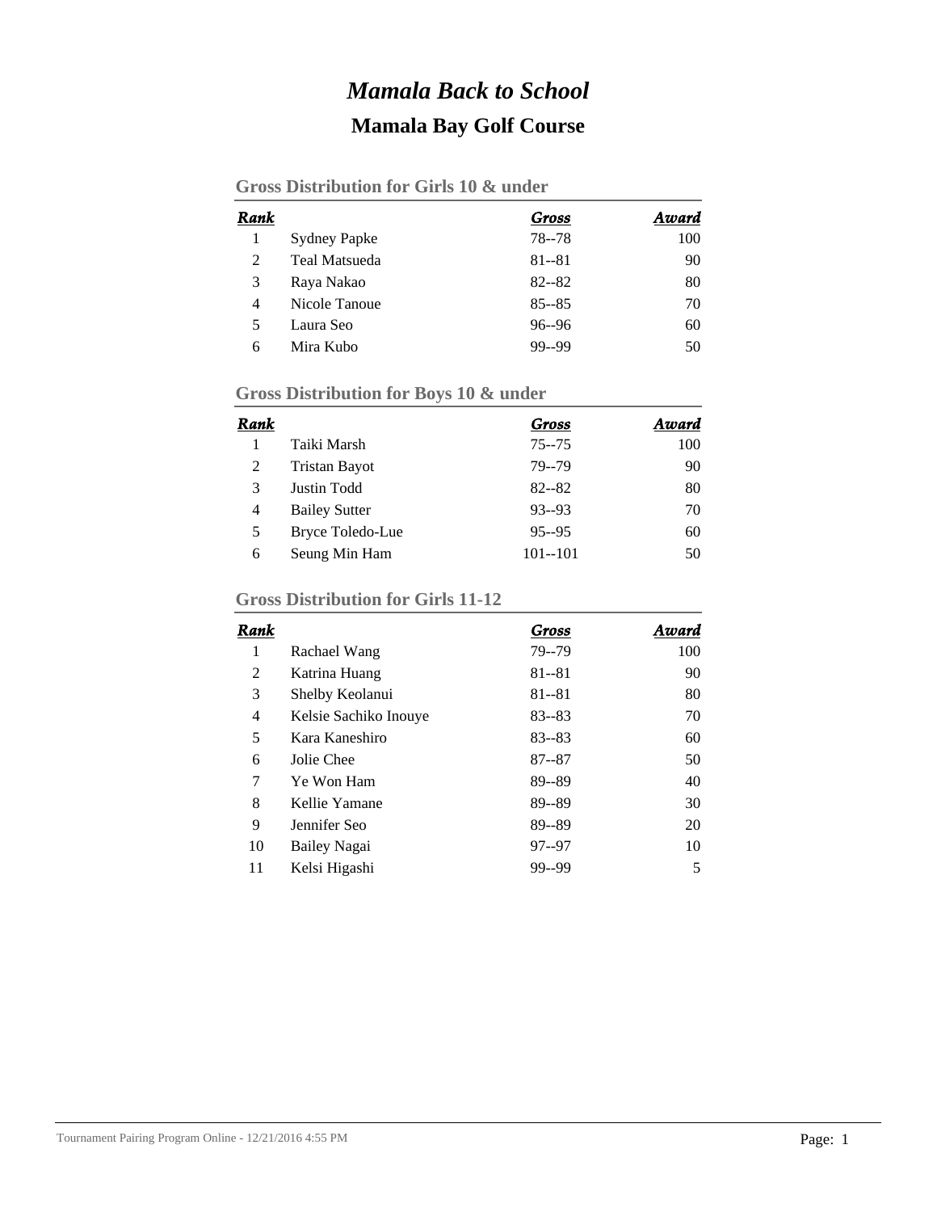# *Mamala Back to School*

## Mamala Bay Golf Course

### Gross Distribution for Girls 10 & under

| Rank | | Gross | Award |
|---|---|---|---|
| 1 | Sydney Papke | 78--78 | 100 |
| 2 | Teal Matsueda | 81--81 | 90 |
| 3 | Raya Nakao | 82--82 | 80 |
| 4 | Nicole Tanoue | 85--85 | 70 |
| 5 | Laura Seo | 96--96 | 60 |
| 6 | Mira Kubo | 99--99 | 50 |

### Gross Distribution for Boys 10 & under

| Rank | | Gross | Award |
|---|---|---|---|
| 1 | Taiki Marsh | 75--75 | 100 |
| 2 | Tristan Bayot | 79--79 | 90 |
| 3 | Justin Todd | 82--82 | 80 |
| 4 | Bailey Sutter | 93--93 | 70 |
| 5 | Bryce Toledo-Lue | 95--95 | 60 |
| 6 | Seung Min Ham | 101--101 | 50 |

### Gross Distribution for Girls 11-12

| Rank | | Gross | Award |
|---|---|---|---|
| 1 | Rachael Wang | 79--79 | 100 |
| 2 | Katrina Huang | 81--81 | 90 |
| 3 | Shelby Keolanui | 81--81 | 80 |
| 4 | Kelsie Sachiko Inouye | 83--83 | 70 |
| 5 | Kara Kaneshiro | 83--83 | 60 |
| 6 | Jolie Chee | 87--87 | 50 |
| 7 | Ye Won Ham | 89--89 | 40 |
| 8 | Kellie Yamane | 89--89 | 30 |
| 9 | Jennifer Seo | 89--89 | 20 |
| 10 | Bailey Nagai | 97--97 | 10 |
| 11 | Kelsi Higashi | 99--99 | 5 |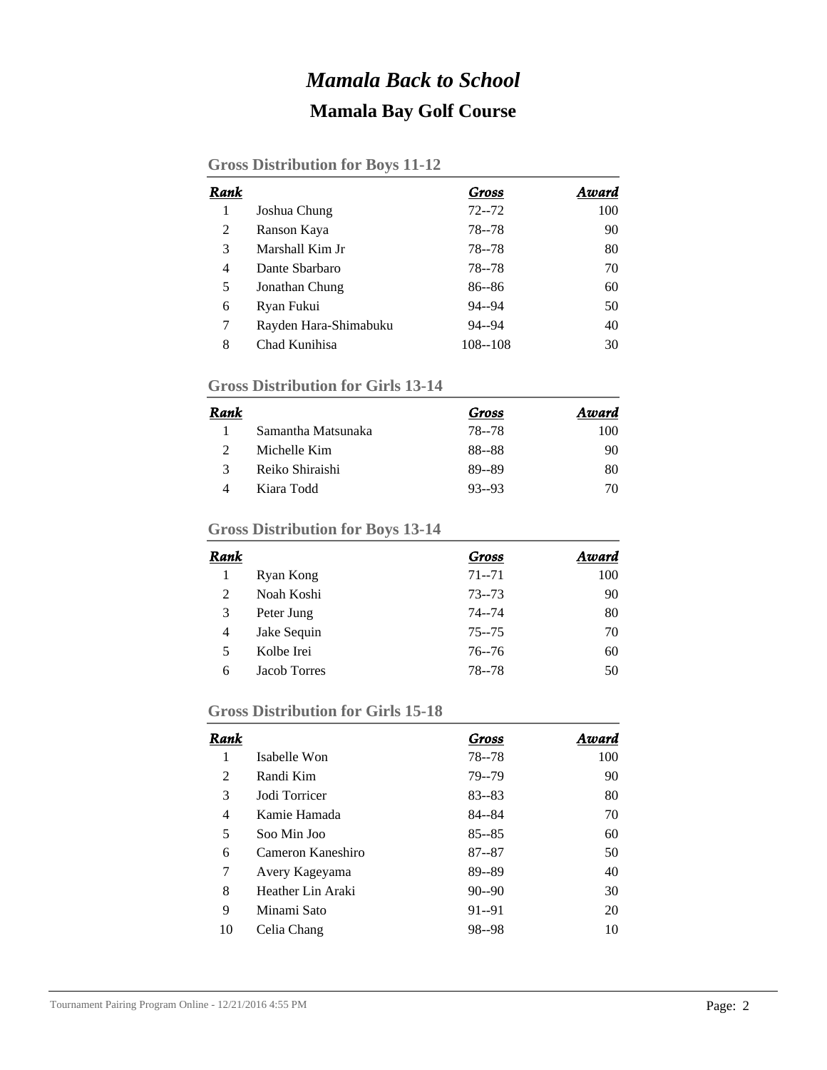# *Mamala Back to School*

## Mamala Bay Golf Course

### Gross Distribution for Boys 11-12

| Rank | | Gross | Award |
|---|---|---|---|
| 1 | Joshua Chung | 72--72 | 100 |
| 2 | Ranson Kaya | 78--78 | 90 |
| 3 | Marshall Kim Jr | 78--78 | 80 |
| 4 | Dante Sbarbaro | 78--78 | 70 |
| 5 | Jonathan Chung | 86--86 | 60 |
| 6 | Ryan Fukui | 94--94 | 50 |
| 7 | Rayden Hara-Shimabuku | 94--94 | 40 |
| 8 | Chad Kunihisa | 108--108 | 30 |

### Gross Distribution for Girls 13-14

| Rank | | Gross | Award |
|---|---|---|---|
| 1 | Samantha Matsunaka | 78--78 | 100 |
| 2 | Michelle Kim | 88--88 | 90 |
| 3 | Reiko Shiraishi | 89--89 | 80 |
| 4 | Kiara Todd | 93--93 | 70 |

### Gross Distribution for Boys 13-14

| Rank | | Gross | Award |
|---|---|---|---|
| 1 | Ryan Kong | 71--71 | 100 |
| 2 | Noah Koshi | 73--73 | 90 |
| 3 | Peter Jung | 74--74 | 80 |
| 4 | Jake Sequin | 75--75 | 70 |
| 5 | Kolbe Irei | 76--76 | 60 |
| 6 | Jacob Torres | 78--78 | 50 |

### Gross Distribution for Girls 15-18

| Rank | | Gross | Award |
|---|---|---|---|
| 1 | Isabelle Won | 78--78 | 100 |
| 2 | Randi Kim | 79--79 | 90 |
| 3 | Jodi Torricer | 83--83 | 80 |
| 4 | Kamie Hamada | 84--84 | 70 |
| 5 | Soo Min Joo | 85--85 | 60 |
| 6 | Cameron Kaneshiro | 87--87 | 50 |
| 7 | Avery Kageyama | 89--89 | 40 |
| 8 | Heather Lin Araki | 90--90 | 30 |
| 9 | Minami Sato | 91--91 | 20 |
| 10 | Celia Chang | 98--98 | 10 |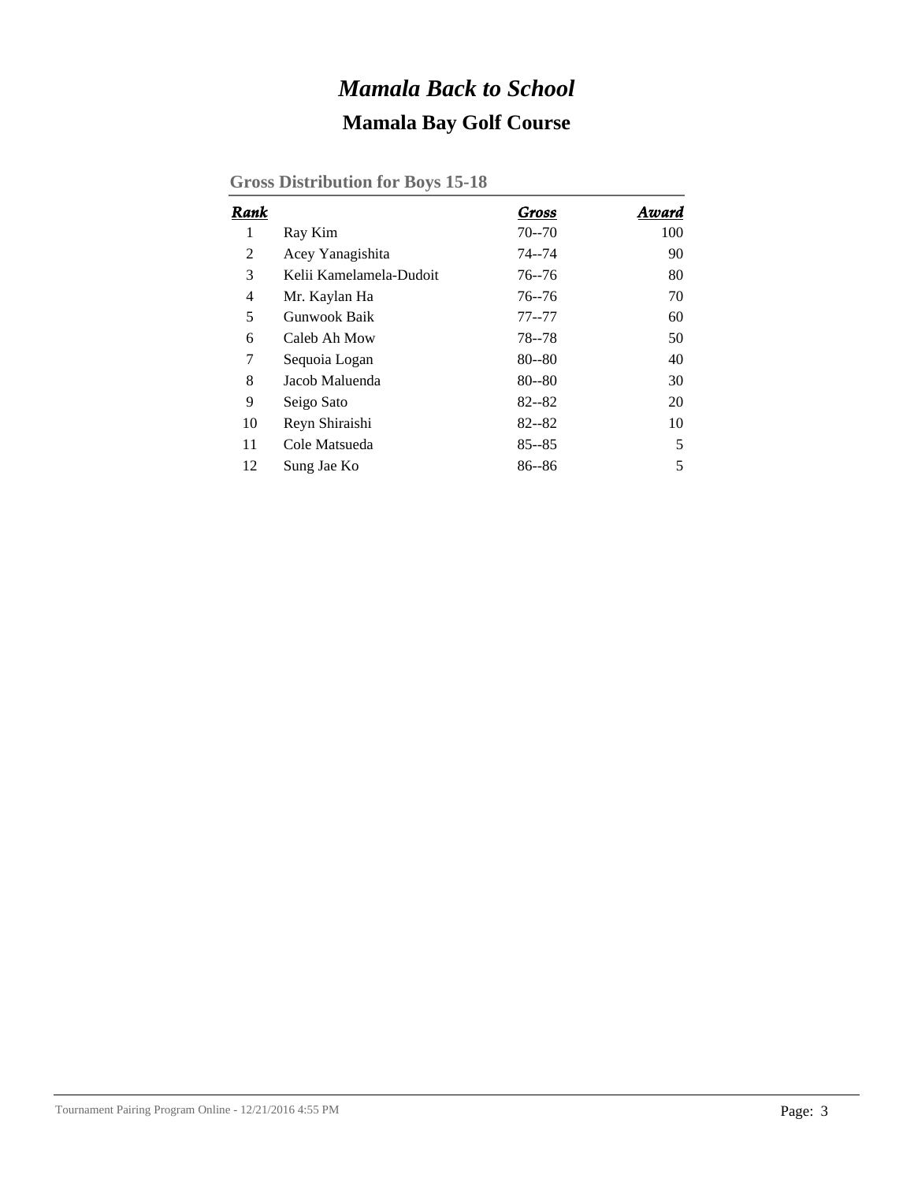# *Mamala Back to School*

## Mamala Bay Golf Course

### Gross Distribution for Boys 15-18

| Rank | | Gross | Award |
|---|---|---|---|
| 1 | Ray Kim | 70--70 | 100 |
| 2 | Acey Yanagishita | 74--74 | 90 |
| 3 | Kelii Kamelamela-Dudoit | 76--76 | 80 |
| 4 | Mr. Kaylan Ha | 76--76 | 70 |
| 5 | Gunwook Baik | 77--77 | 60 |
| 6 | Caleb Ah Mow | 78--78 | 50 |
| 7 | Sequoia Logan | 80--80 | 40 |
| 8 | Jacob Maluenda | 80--80 | 30 |
| 9 | Seigo Sato | 82--82 | 20 |
| 10 | Reyn Shiraishi | 82--82 | 10 |
| 11 | Cole Matsueda | 85--85 | 5 |
| 12 | Sung Jae Ko | 86--86 | 5 |

Tournament Pairing Program Online - 12/21/2016 4:55 PM